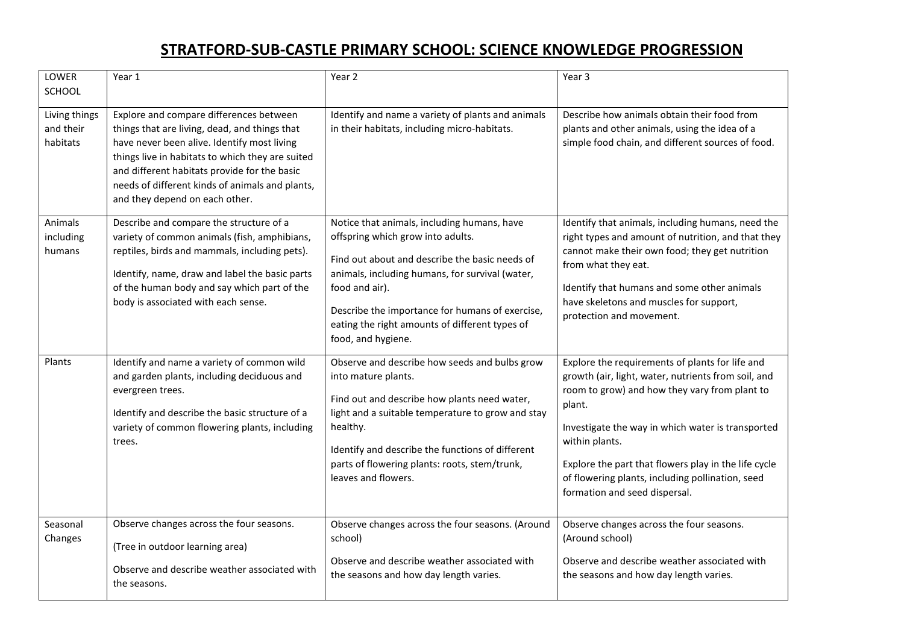# STRATFORD-SUB-CASTLE PRIMARY SCHOOL: SCIENCE KNOWLEDGE PROGRESSION

| LOWER SCHOOL | Year 1 | Year 2 | Year 3 |
|---|---|---|---|
| Living things and their habitats | Explore and compare differences between things that are living, dead, and things that have never been alive. Identify most living things live in habitats to which they are suited and different habitats provide for the basic needs of different kinds of animals and plants, and they depend on each other. | Identify and name a variety of plants and animals in their habitats, including micro-habitats. | Describe how animals obtain their food from plants and other animals, using the idea of a simple food chain, and different sources of food. |
| Animals including humans | Describe and compare the structure of a variety of common animals (fish, amphibians, reptiles, birds and mammals, including pets).<br><br>Identify, name, draw and label the basic parts of the human body and say which part of the body is associated with each sense. | Notice that animals, including humans, have offspring which grow into adults.<br><br>Find out about and describe the basic needs of animals, including humans, for survival (water, food and air).<br><br>Describe the importance for humans of exercise, eating the right amounts of different types of food, and hygiene. | Identify that animals, including humans, need the right types and amount of nutrition, and that they cannot make their own food; they get nutrition from what they eat.<br><br>Identify that humans and some other animals have skeletons and muscles for support, protection and movement. |
| Plants | Identify and name a variety of common wild and garden plants, including deciduous and evergreen trees.<br><br>Identify and describe the basic structure of a variety of common flowering plants, including trees. | Observe and describe how seeds and bulbs grow into mature plants.<br><br>Find out and describe how plants need water, light and a suitable temperature to grow and stay healthy.<br><br>Identify and describe the functions of different parts of flowering plants: roots, stem/trunk, leaves and flowers. | Explore the requirements of plants for life and growth (air, light, water, nutrients from soil, and room to grow) and how they vary from plant to plant.<br><br>Investigate the way in which water is transported within plants.<br><br>Explore the part that flowers play in the life cycle of flowering plants, including pollination, seed formation and seed dispersal. |
| Seasonal Changes | Observe changes across the four seasons.<br><br>(Tree in outdoor learning area)<br><br>Observe and describe weather associated with the seasons. | Observe changes across the four seasons. (Around school)<br><br>Observe and describe weather associated with the seasons and how day length varies. | Observe changes across the four seasons. (Around school)<br><br>Observe and describe weather associated with the seasons and how day length varies. |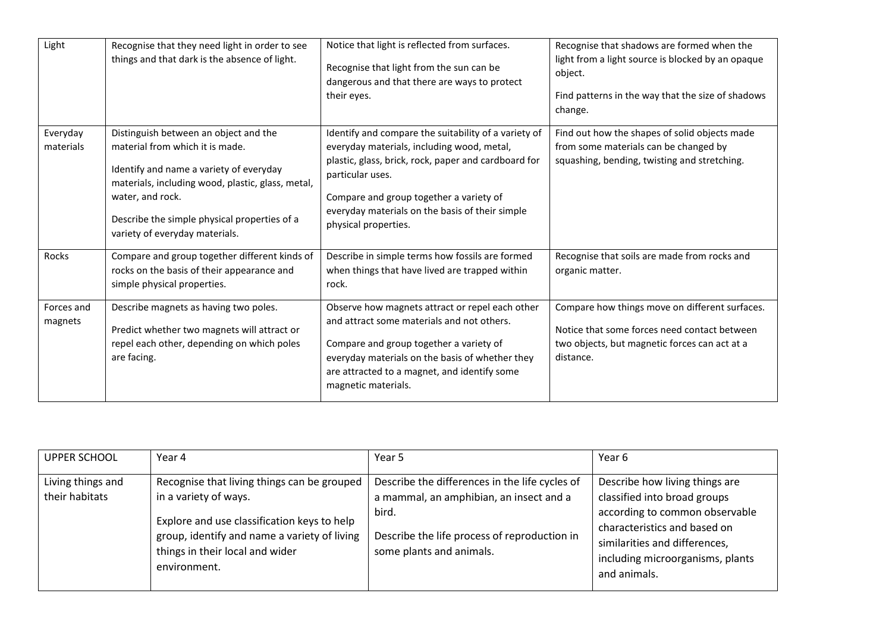| | | | |
|---|---|---|---|
| Light | Recognise that they need light in order to see things and that dark is the absence of light. | Notice that light is reflected from surfaces.<br><br>Recognise that light from the sun can be dangerous and that there are ways to protect their eyes. | Recognise that shadows are formed when the light from a light source is blocked by an opaque object.<br><br>Find patterns in the way that the size of shadows change. |
| Everyday materials | Distinguish between an object and the material from which it is made.<br><br>Identify and name a variety of everyday materials, including wood, plastic, glass, metal, water, and rock.<br><br>Describe the simple physical properties of a variety of everyday materials. | Identify and compare the suitability of a variety of everyday materials, including wood, metal, plastic, glass, brick, rock, paper and cardboard for particular uses.<br><br>Compare and group together a variety of everyday materials on the basis of their simple physical properties. | Find out how the shapes of solid objects made from some materials can be changed by squashing, bending, twisting and stretching. |
| Rocks | Compare and group together different kinds of rocks on the basis of their appearance and simple physical properties. | Describe in simple terms how fossils are formed when things that have lived are trapped within rock. | Recognise that soils are made from rocks and organic matter. |
| Forces and magnets | Describe magnets as having two poles.<br><br>Predict whether two magnets will attract or repel each other, depending on which poles are facing. | Observe how magnets attract or repel each other and attract some materials and not others.<br><br>Compare and group together a variety of everyday materials on the basis of whether they are attracted to a magnet, and identify some magnetic materials. | Compare how things move on different surfaces.<br><br>Notice that some forces need contact between two objects, but magnetic forces can act at a distance. |

| UPPER SCHOOL | Year 4 | Year 5 | Year 6 |
|---|---|---|---|
| Living things and their habitats | Recognise that living things can be grouped in a variety of ways.<br><br>Explore and use classification keys to help group, identify and name a variety of living things in their local and wider environment. | Describe the differences in the life cycles of a mammal, an amphibian, an insect and a bird.<br><br>Describe the life process of reproduction in some plants and animals. | Describe how living things are classified into broad groups according to common observable characteristics and based on similarities and differences, including microorganisms, plants and animals. |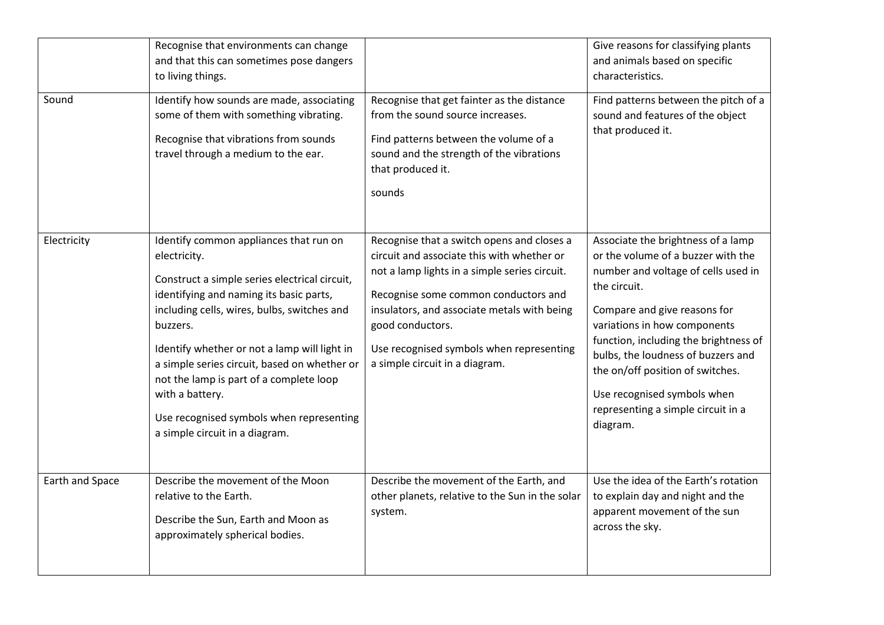| | | | |
|---|---|---|---|
| | Recognise that environments can change and that this can sometimes pose dangers to living things. | | Give reasons for classifying plants and animals based on specific characteristics. |
| Sound | Identify how sounds are made, associating some of them with something vibrating.<br><br>Recognise that vibrations from sounds travel through a medium to the ear. | Recognise that get fainter as the distance from the sound source increases.<br><br>Find patterns between the volume of a sound and the strength of the vibrations that produced it.<br><br>sounds | Find patterns between the pitch of a sound and features of the object that produced it. |
| Electricity | Identify common appliances that run on electricity.<br><br>Construct a simple series electrical circuit, identifying and naming its basic parts, including cells, wires, bulbs, switches and buzzers.<br><br>Identify whether or not a lamp will light in a simple series circuit, based on whether or not the lamp is part of a complete loop with a battery.<br><br>Use recognised symbols when representing a simple circuit in a diagram. | Recognise that a switch opens and closes a circuit and associate this with whether or not a lamp lights in a simple series circuit.<br><br>Recognise some common conductors and insulators, and associate metals with being good conductors.<br><br>Use recognised symbols when representing a simple circuit in a diagram. | Associate the brightness of a lamp or the volume of a buzzer with the number and voltage of cells used in the circuit.<br><br>Compare and give reasons for variations in how components function, including the brightness of bulbs, the loudness of buzzers and the on/off position of switches.<br><br>Use recognised symbols when representing a simple circuit in a diagram. |
| Earth and Space | Describe the movement of the Moon relative to the Earth.<br><br>Describe the Sun, Earth and Moon as approximately spherical bodies. | Describe the movement of the Earth, and other planets, relative to the Sun in the solar system. | Use the idea of the Earth's rotation to explain day and night and the apparent movement of the sun across the sky. |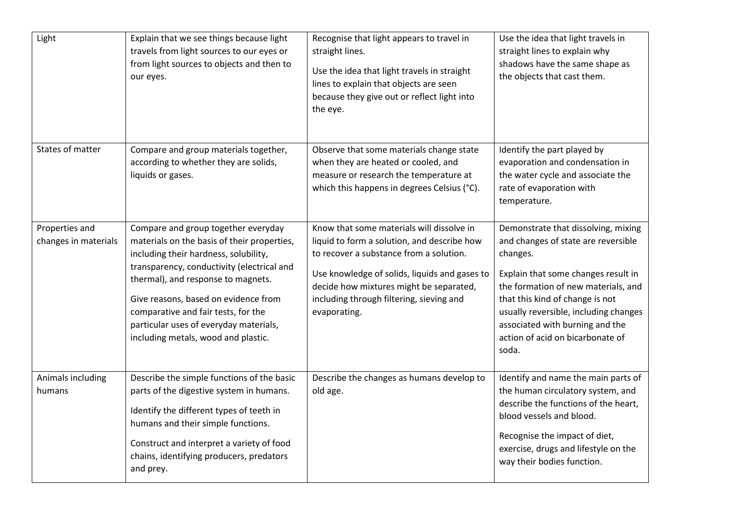| Light | Explain that we see things because light travels from light sources to our eyes or from light sources to objects and then to our eyes. | Recognise that light appears to travel in straight lines.<br><br>Use the idea that light travels in straight lines to explain that objects are seen because they give out or reflect light into the eye. | Use the idea that light travels in straight lines to explain why shadows have the same shape as the objects that cast them. |
|---|---|---|---|
| States of matter | Compare and group materials together, according to whether they are solids, liquids or gases. | Observe that some materials change state when they are heated or cooled, and measure or research the temperature at which this happens in degrees Celsius (°C). | Identify the part played by evaporation and condensation in the water cycle and associate the rate of evaporation with temperature. |
| Properties and changes in materials | Compare and group together everyday materials on the basis of their properties, including their hardness, solubility, transparency, conductivity (electrical and thermal), and response to magnets.<br><br>Give reasons, based on evidence from comparative and fair tests, for the particular uses of everyday materials, including metals, wood and plastic. | Know that some materials will dissolve in liquid to form a solution, and describe how to recover a substance from a solution.<br><br>Use knowledge of solids, liquids and gases to decide how mixtures might be separated, including through filtering, sieving and evaporating. | Demonstrate that dissolving, mixing and changes of state are reversible changes.<br><br>Explain that some changes result in the formation of new materials, and that this kind of change is not usually reversible, including changes associated with burning and the action of acid on bicarbonate of soda. |
| Animals including humans | Describe the simple functions of the basic parts of the digestive system in humans.<br><br>Identify the different types of teeth in humans and their simple functions.<br><br>Construct and interpret a variety of food chains, identifying producers, predators and prey. | Describe the changes as humans develop to old age. | Identify and name the main parts of the human circulatory system, and describe the functions of the heart, blood vessels and blood.<br><br>Recognise the impact of diet, exercise, drugs and lifestyle on the way their bodies function. |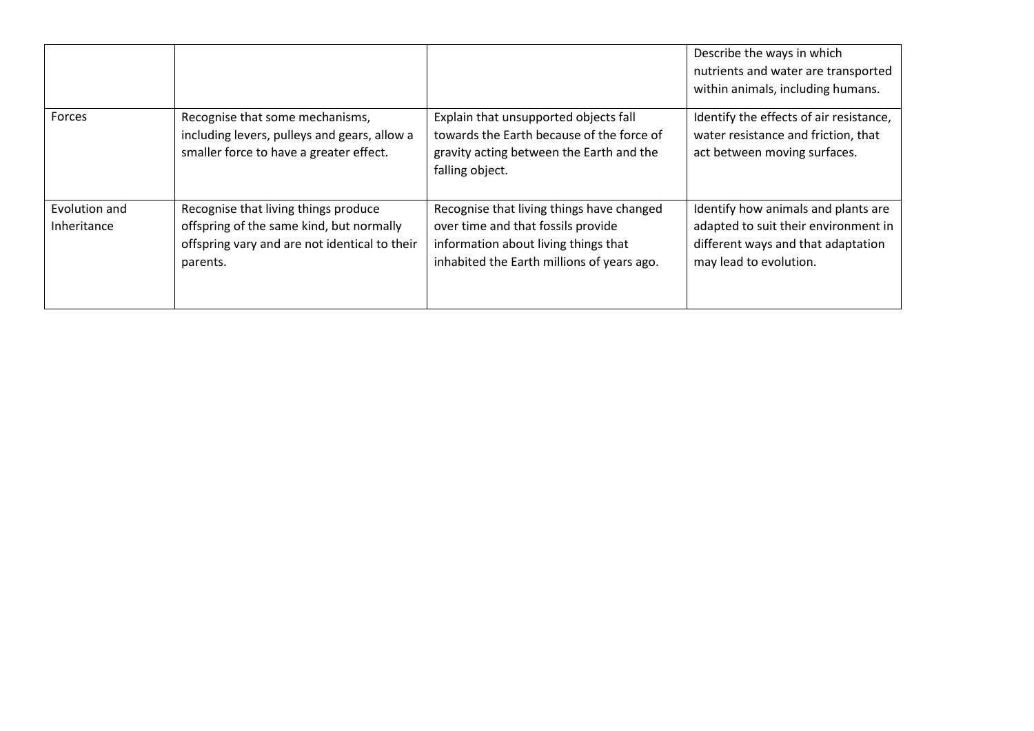| | | | |
|---|---|---|---|
| | | | Describe the ways in which nutrients and water are transported within animals, including humans. |
| Forces | Recognise that some mechanisms, including levers, pulleys and gears, allow a smaller force to have a greater effect. | Explain that unsupported objects fall towards the Earth because of the force of gravity acting between the Earth and the falling object. | Identify the effects of air resistance, water resistance and friction, that act between moving surfaces. |
| Evolution and Inheritance | Recognise that living things produce offspring of the same kind, but normally offspring vary and are not identical to their parents. | Recognise that living things have changed over time and that fossils provide information about living things that inhabited the Earth millions of years ago. | Identify how animals and plants are adapted to suit their environment in different ways and that adaptation may lead to evolution. |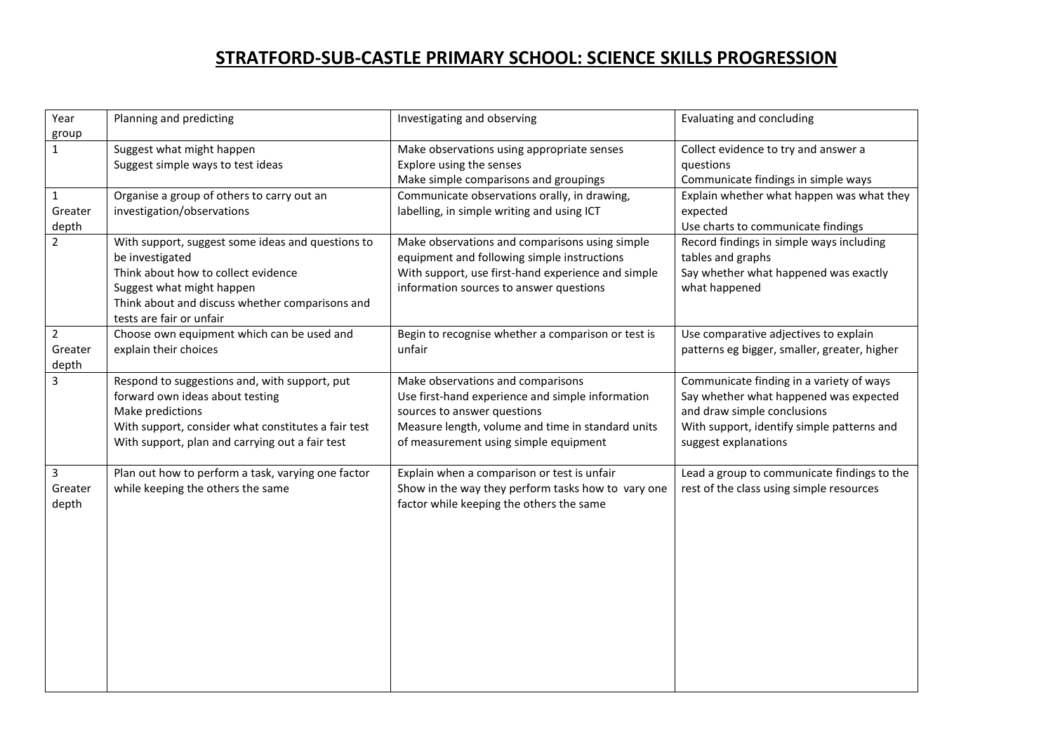# STRATFORD-SUB-CASTLE PRIMARY SCHOOL: SCIENCE SKILLS PROGRESSION

| Year group | Planning and predicting | Investigating and observing | Evaluating and concluding |
|---|---|---|---|
| 1 | Suggest what might happen<br>Suggest simple ways to test ideas | Make observations using appropriate senses<br>Explore using the senses<br>Make simple comparisons and groupings | Collect evidence to try and answer a questions<br>Communicate findings in simple ways |
| 1 Greater depth | Organise a group of others to carry out an investigation/observations | Communicate observations orally, in drawing, labelling, in simple writing and using ICT | Explain whether what happen was what they expected<br>Use charts to communicate findings |
| 2 | With support, suggest some ideas and questions to be investigated<br>Think about how to collect evidence<br>Suggest what might happen<br>Think about and discuss whether comparisons and tests are fair or unfair | Make observations and comparisons using simple equipment and following simple instructions<br>With support, use first-hand experience and simple information sources to answer questions | Record findings in simple ways including tables and graphs<br>Say whether what happened was exactly what happened |
| 2 Greater depth | Choose own equipment which can be used and explain their choices | Begin to recognise whether a comparison or test is unfair | Use comparative adjectives to explain patterns eg bigger, smaller, greater, higher |
| 3 | Respond to suggestions and, with support, put forward own ideas about testing<br>Make predictions<br>With support, consider what constitutes a fair test<br>With support, plan and carrying out a fair test | Make observations and comparisons<br>Use first-hand experience and simple information sources to answer questions<br>Measure length, volume and time in standard units of measurement using simple equipment | Communicate finding in a variety of ways<br>Say whether what happened was expected and draw simple conclusions<br>With support, identify simple patterns and suggest explanations |
| 3 Greater depth | Plan out how to perform a task, varying one factor while keeping the others the same | Explain when a comparison or test is unfair<br>Show in the way they perform tasks how to vary one factor while keeping the others the same | Lead a group to communicate findings to the rest of the class using simple resources |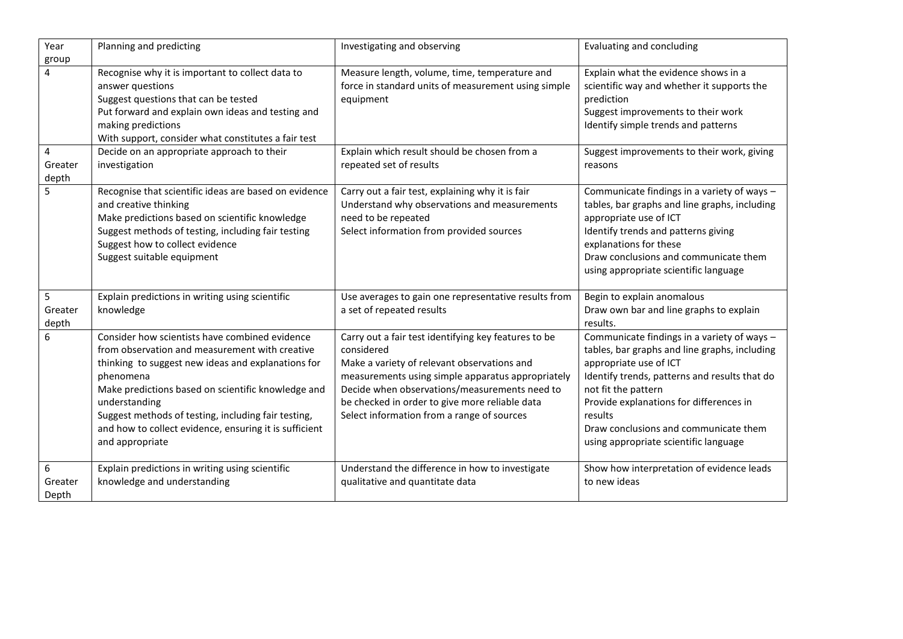| Year group | Planning and predicting | Investigating and observing | Evaluating and concluding |
|---|---|---|---|
| 4 | Recognise why it is important to collect data to answer questions<br>Suggest questions that can be tested<br>Put forward and explain own ideas and testing and making predictions<br>With support, consider what constitutes a fair test | Measure length, volume, time, temperature and force in standard units of measurement using simple equipment | Explain what the evidence shows in a scientific way and whether it supports the prediction<br>Suggest improvements to their work<br>Identify simple trends and patterns |
| 4 Greater depth | Decide on an appropriate approach to their investigation | Explain which result should be chosen from a repeated set of results | Suggest improvements to their work, giving reasons |
| 5 | Recognise that scientific ideas are based on evidence and creative thinking<br>Make predictions based on scientific knowledge<br>Suggest methods of testing, including fair testing<br>Suggest how to collect evidence<br>Suggest suitable equipment | Carry out a fair test, explaining why it is fair<br>Understand why observations and measurements need to be repeated<br>Select information from provided sources | Communicate findings in a variety of ways – tables, bar graphs and line graphs, including appropriate use of ICT<br>Identify trends and patterns giving explanations for these<br>Draw conclusions and communicate them using appropriate scientific language |
| 5 Greater depth | Explain predictions in writing using scientific knowledge | Use averages to gain one representative results from a set of repeated results | Begin to explain anomalous<br>Draw own bar and line graphs to explain results. |
| 6 | Consider how scientists have combined evidence from observation and measurement with creative thinking to suggest new ideas and explanations for phenomena<br>Make predictions based on scientific knowledge and understanding<br>Suggest methods of testing, including fair testing, and how to collect evidence, ensuring it is sufficient and appropriate | Carry out a fair test identifying key features to be considered<br>Make a variety of relevant observations and measurements using simple apparatus appropriately<br>Decide when observations/measurements need to be checked in order to give more reliable data<br>Select information from a range of sources | Communicate findings in a variety of ways – tables, bar graphs and line graphs, including appropriate use of ICT<br>Identify trends, patterns and results that do not fit the pattern<br>Provide explanations for differences in results<br>Draw conclusions and communicate them using appropriate scientific language |
| 6 Greater Depth | Explain predictions in writing using scientific knowledge and understanding | Understand the difference in how to investigate qualitative and quantitate data | Show how interpretation of evidence leads to new ideas |